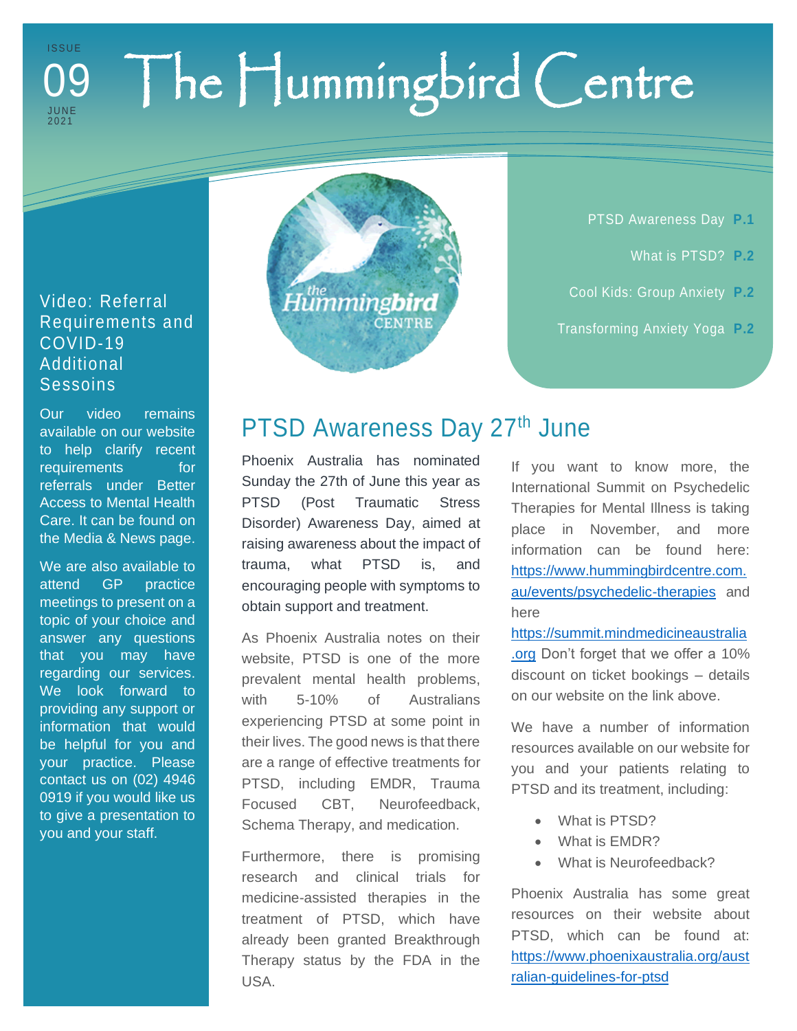ISSUE 09 JUNE 2021

# The Hummingbird Centre

- PTSD Awareness Day **P.1**
- What is PTSD? **P.2**
- Cool Kids: Group Anxiety **P.2**
- Transforming Anxiety Yoga **P.2**

## Video: Referral Requirements and COVID-19 Additional Sessoins

Our video remains available on our website to help clarify recent requirements for referrals under Better Access to Mental Health Care. It can be found on the Media & News page.

We are also available to attend GP practice meetings to present on a topic of your choice and answer any questions that you may have regarding our services. We look forward to providing any support or information that would be helpful for you and your practice. Please contact us on (02) 4946 0919 if you would like us to give a presentation to you and your staff.

## PTSD Awareness Day 27th June

Phoenix Australia has nominated Sunday the 27th of June this year as PTSD (Post Traumatic Stress Disorder) Awareness Day, aimed at raising awareness about the impact of trauma, what PTSD is, and encouraging people with symptoms to obtain support and treatment.

As Phoenix Australia notes on their website, PTSD is one of the more prevalent mental health problems, with 5-10% of Australians experiencing PTSD at some point in their lives. The good news is that there are a range of effective treatments for PTSD, including EMDR, Trauma Focused CBT, Neurofeedback, Schema Therapy, and medication.

Furthermore, there is promising research and clinical trials for medicine-assisted therapies in the treatment of PTSD, which have already been granted Breakthrough Therapy status by the FDA in the USA.

If you want to know more, the International Summit on Psychedelic Therapies for Mental Illness is taking place in November, and more information can be found here: https://www.hummingbirdcentre.com.au/events/psychedelic-therapies and here https://summit.mindmedicineaustralia.org Don't forget that we offer a 10% discount on ticket bookings – details on our website on the link above.

We have a number of information resources available on our website for you and your patients relating to PTSD and its treatment, including:

- What is PTSD?
- What is EMDR?
- What is Neurofeedback?

Phoenix Australia has some great resources on their website about PTSD, which can be found at: https://www.phoenixaustralia.org/australian-guidelines-for-ptsd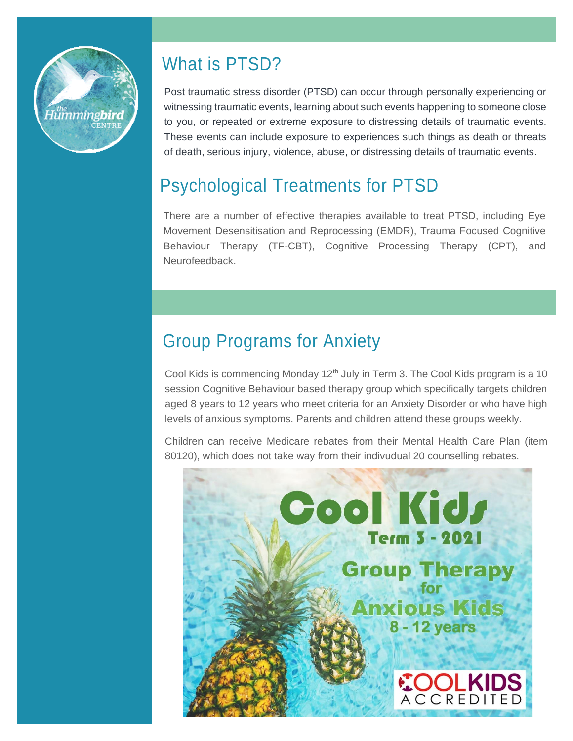## What is PTSD?

Post traumatic stress disorder (PTSD) can occur through personally experiencing or witnessing traumatic events, learning about such events happening to someone close to you, or repeated or extreme exposure to distressing details of traumatic events. These events can include exposure to experiences such things as death or threats of death, serious injury, violence, abuse, or distressing details of traumatic events.

## Psychological Treatments for PTSD

There are a number of effective therapies available to treat PTSD, including Eye Movement Desensitisation and Reprocessing (EMDR), Trauma Focused Cognitive Behaviour Therapy (TF-CBT), Cognitive Processing Therapy (CPT), and Neurofeedback.

## Group Programs for Anxiety

Cool Kids is commencing Monday 12th July in Term 3. The Cool Kids program is a 10 session Cognitive Behaviour based therapy group which specifically targets children aged 8 years to 12 years who meet criteria for an Anxiety Disorder or who have high levels of anxious symptoms. Parents and children attend these groups weekly.

Children can receive Medicare rebates from their Mental Health Care Plan (item 80120), which does not take way from their indivudual 20 counselling rebates.

**Cool Kids**
**Term 3 - 2021**
**Group Therapy for Anxious Kids**
**8 - 12 years**

COOLKIDS ACCREDITED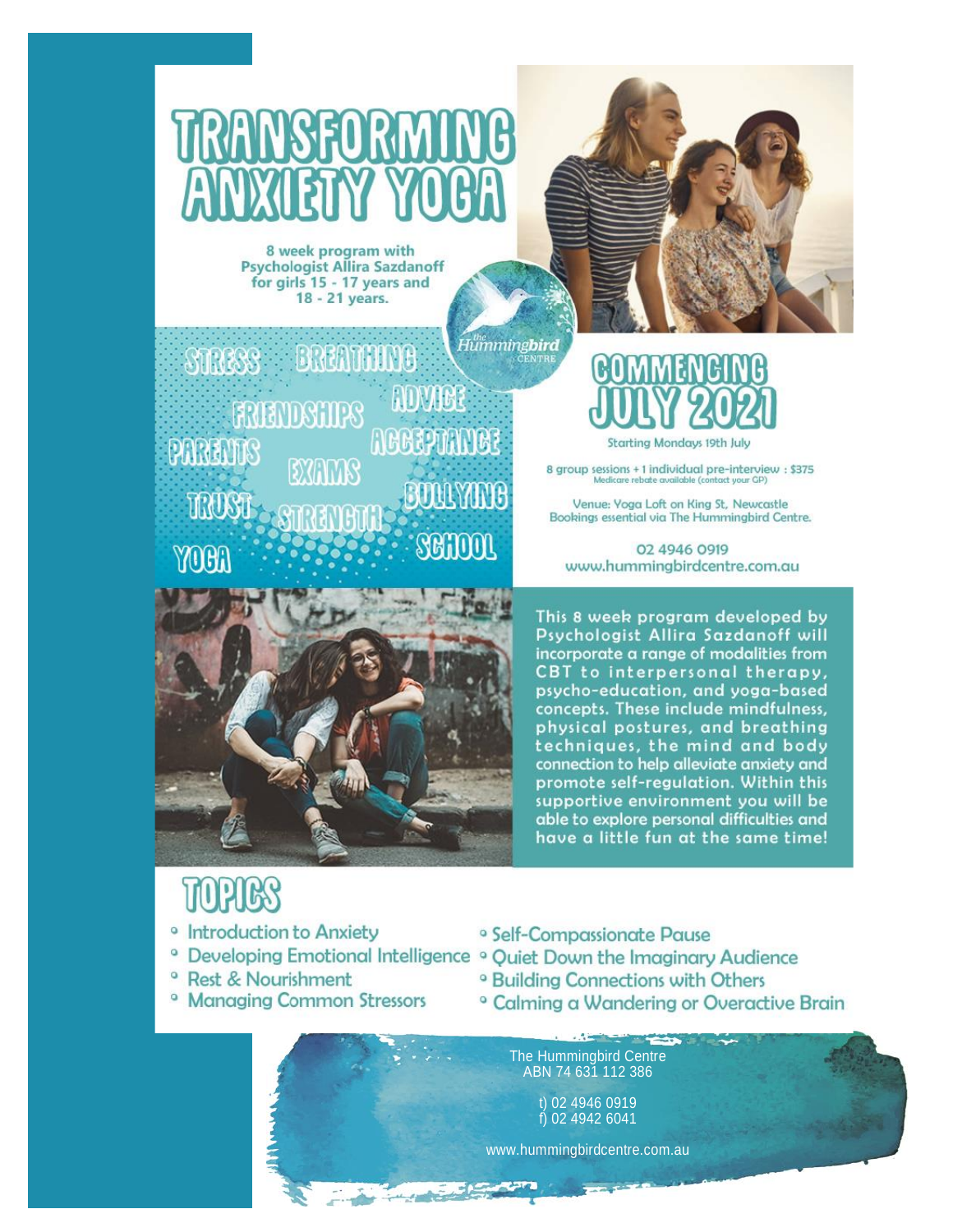# TRANSFORMING ANXIETY YOGA

8 week program with Psychologist Allira Sazdanoff for girls 15 - 17 years and 18 - 21 years.

STRESS BREATHING ADVICE FRIENDSHIPS ACCEPTANCE PARENTS EXAMS BULLYING TRUST STRENGTH SCHOOL YOGA

the Hummingbird CENTRE

## COMMENCING JULY 2021

Starting Mondays 19th July

8 group sessions + 1 individual pre-interview : $375
Medicare rebate available (contact your GP)

Venue: Yoga Loft on King St, Newcastle
Bookings essential via The Hummingbird Centre.

02 4946 0919
www.hummingbirdcentre.com.au

This 8 week program developed by Psychologist Allira Sazdanoff will incorporate a range of modalities from CBT to interpersonal therapy, psycho-education, and yoga-based concepts. These include mindfulness, physical postures, and breathing techniques, the mind and body connection to help alleviate anxiety and promote self-regulation. Within this supportive environment you will be able to explore personal difficulties and have a little fun at the same time!

## TOPICS

- Introduction to Anxiety
- Developing Emotional Intelligence
- Rest & Nourishment
- Managing Common Stressors
- Self-Compassionate Pause
- Quiet Down the Imaginary Audience
- Building Connections with Others
- Calming a Wandering or Overactive Brain

The Hummingbird Centre
ABN 74 631 112 386

t) 02 4946 0919
f) 02 4942 6041

www.hummingbirdcentre.com.au